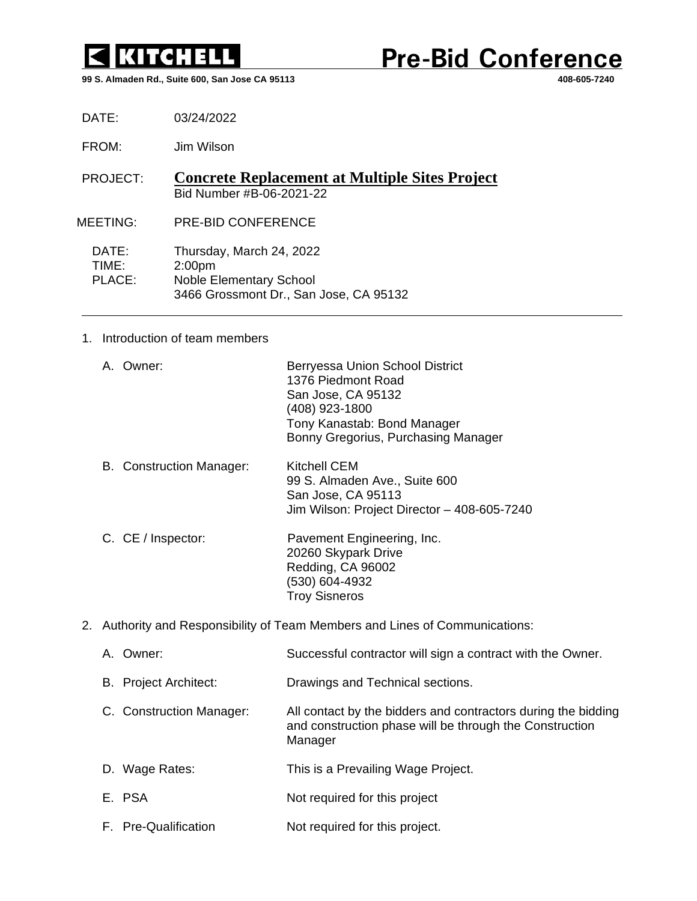**KITCHELL** **Pre-Bid Conference**

**99 S. Almaden Rd., Suite 600, San Jose CA 95113** **408-605-7240**

DATE: 03/24/2022

FROM: Jim Wilson

PROJECT: **Concrete Replacement at Multiple Sites Project**
Bid Number #B-06-2021-22

MEETING: PRE-BID CONFERENCE

DATE: Thursday, March 24, 2022
TIME: 2:00pm
PLACE: Noble Elementary School
3466 Grossmont Dr., San Jose, CA 95132

---

1. Introduction of team members

   A. Owner: Berryessa Union School District
   1376 Piedmont Road
   San Jose, CA 95132
   (408) 923-1800
   Tony Kanastab: Bond Manager
   Bonny Gregorius, Purchasing Manager

   B. Construction Manager: Kitchell CEM
   99 S. Almaden Ave., Suite 600
   San Jose, CA 95113
   Jim Wilson: Project Director – 408-605-7240

   C. CE / Inspector: Pavement Engineering, Inc.
   20260 Skypark Drive
   Redding, CA 96002
   (530) 604-4932
   Troy Sisneros

2. Authority and Responsibility of Team Members and Lines of Communications:

   A. Owner: Successful contractor will sign a contract with the Owner.

   B. Project Architect: Drawings and Technical sections.

   C. Construction Manager: All contact by the bidders and contractors during the bidding and construction phase will be through the Construction Manager

   D. Wage Rates: This is a Prevailing Wage Project.

   E. PSA Not required for this project

   F. Pre-Qualification Not required for this project.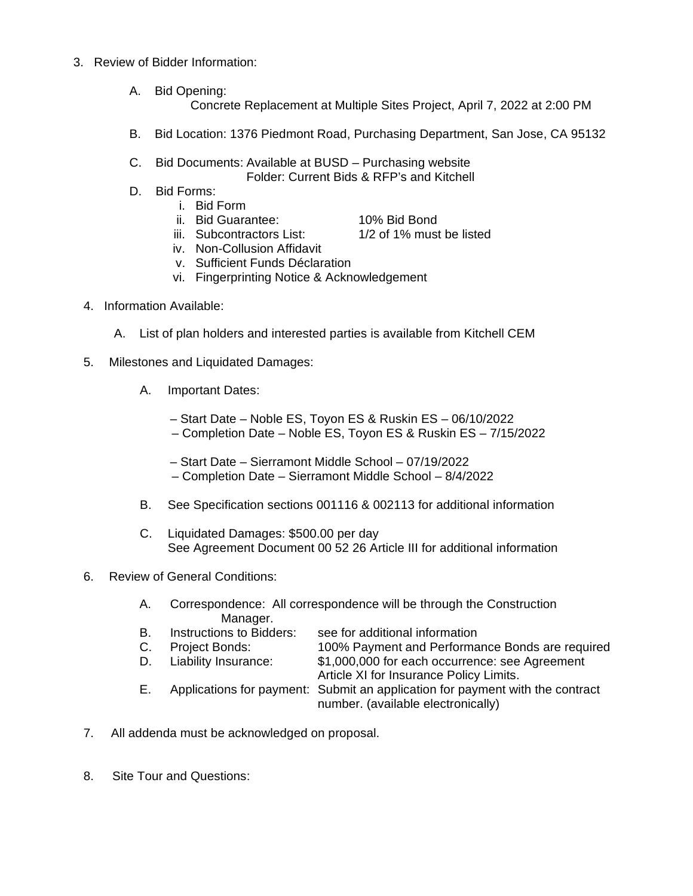3. Review of Bidder Information:

   A. Bid Opening:
      Concrete Replacement at Multiple Sites Project, April 7, 2022 at 2:00 PM

   B. Bid Location: 1376 Piedmont Road, Purchasing Department, San Jose, CA 95132

   C. Bid Documents: Available at BUSD – Purchasing website
      Folder: Current Bids & RFP's and Kitchell

   D. Bid Forms:
      i. Bid Form
      ii. Bid Guarantee: 10% Bid Bond
      iii. Subcontractors List: 1/2 of 1% must be listed
      iv. Non-Collusion Affidavit
      v. Sufficient Funds Déclaration
      vi. Fingerprinting Notice & Acknowledgement

4. Information Available:

   A. List of plan holders and interested parties is available from Kitchell CEM

5. Milestones and Liquidated Damages:

   A. Important Dates:

      – Start Date – Noble ES, Toyon ES & Ruskin ES – 06/10/2022
      – Completion Date – Noble ES, Toyon ES & Ruskin ES – 7/15/2022

      – Start Date – Sierramont Middle School – 07/19/2022
      – Completion Date – Sierramont Middle School – 8/4/2022

   B. See Specification sections 001116 & 002113 for additional information

   C. Liquidated Damages: $500.00 per day
      See Agreement Document 00 52 26 Article III for additional information

6. Review of General Conditions:

   A. Correspondence: All correspondence will be through the Construction Manager.
   B. Instructions to Bidders: see for additional information
   C. Project Bonds: 100% Payment and Performance Bonds are required
   D. Liability Insurance: $1,000,000 for each occurrence: see Agreement Article XI for Insurance Policy Limits.
   E. Applications for payment: Submit an application for payment with the contract number. (available electronically)

7. All addenda must be acknowledged on proposal.

8. Site Tour and Questions: